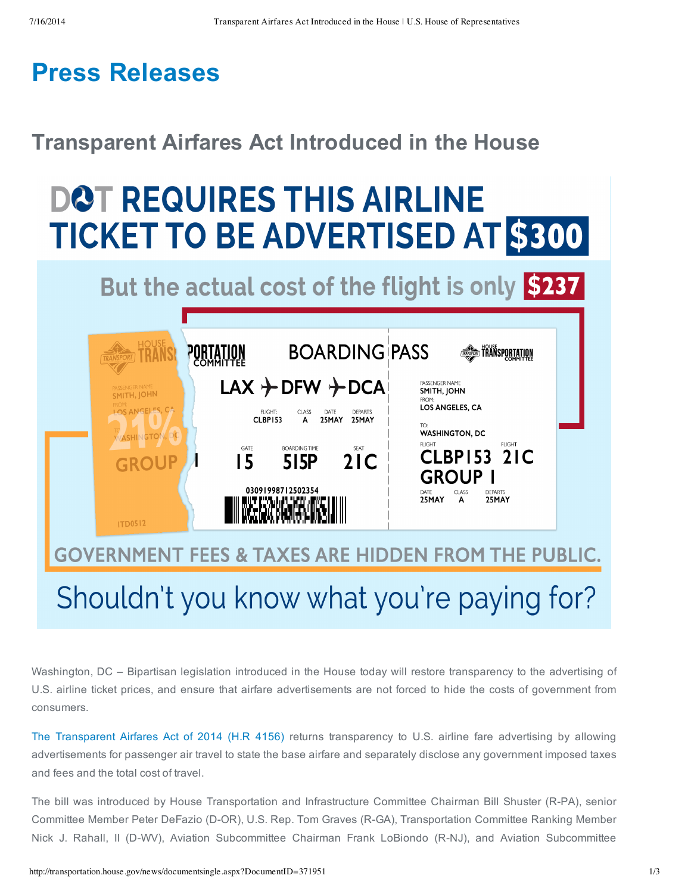# Press Releases

## Transparent Airfares Act Introduced in the House

DOT REQUIRES THIS AIRLINE TICKET TO BE ADVERTISED AT $300

But the actual cost of the flight is only $237

21% GROUP

GOVERNMENT FEES & TAXES ARE HIDDEN FROM THE PUBLIC.

Shouldn't you know what you're paying for?

Washington, DC – Bipartisan legislation introduced in the House today will restore transparency to the advertising of U.S. airline ticket prices, and ensure that airfare advertisements are not forced to hide the costs of government from consumers.

The Transparent Airfares Act of 2014 (H.R 4156) returns transparency to U.S. airline fare advertising by allowing advertisements for passenger air travel to state the base airfare and separately disclose any government imposed taxes and fees and the total cost of travel.

The bill was introduced by House Transportation and Infrastructure Committee Chairman Bill Shuster (R-PA), senior Committee Member Peter DeFazio (D-OR), U.S. Rep. Tom Graves (R-GA), Transportation Committee Ranking Member Nick J. Rahall, II (D-WV), Aviation Subcommittee Chairman Frank LoBiondo (R-NJ), and Aviation Subcommittee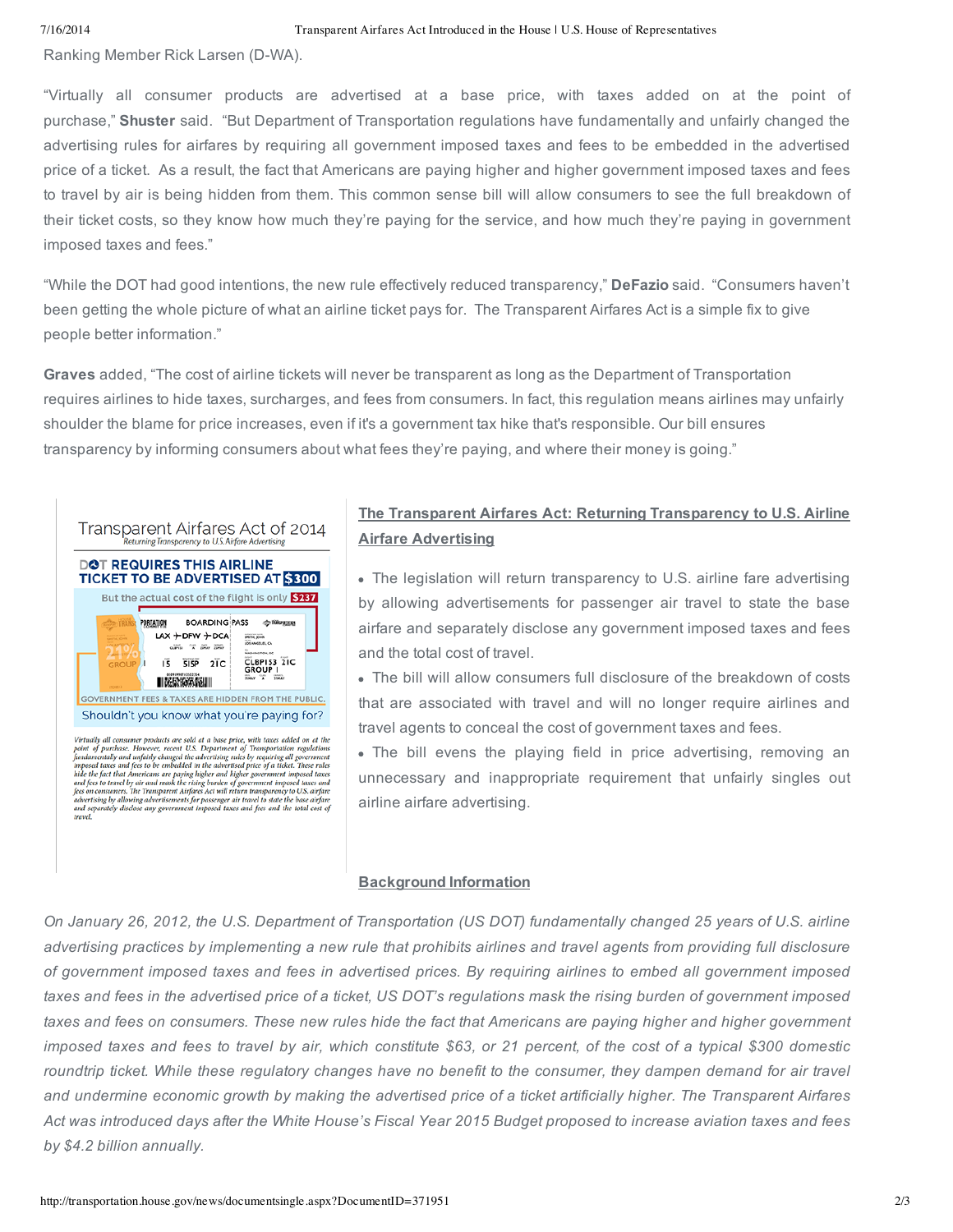Ranking Member Rick Larsen (D-WA).

"Virtually all consumer products are advertised at a base price, with taxes added on at the point of purchase," **Shuster** said. "But Department of Transportation regulations have fundamentally and unfairly changed the advertising rules for airfares by requiring all government imposed taxes and fees to be embedded in the advertised price of a ticket. As a result, the fact that Americans are paying higher and higher government imposed taxes and fees to travel by air is being hidden from them. This common sense bill will allow consumers to see the full breakdown of their ticket costs, so they know how much they're paying for the service, and how much they're paying in government imposed taxes and fees."

"While the DOT had good intentions, the new rule effectively reduced transparency," **DeFazio** said. "Consumers haven't been getting the whole picture of what an airline ticket pays for. The Transparent Airfares Act is a simple fix to give people better information."

**Graves** added, "The cost of airline tickets will never be transparent as long as the Department of Transportation requires airlines to hide taxes, surcharges, and fees from consumers. In fact, this regulation means airlines may unfairly shoulder the blame for price increases, even if it's a government tax hike that's responsible. Our bill ensures transparency by informing consumers about what fees they're paying, and where their money is going."

Transparent Airfares Act of 2014
Returning Transparency to U.S. Airfare Advertising

DOT REQUIRES THIS AIRLINE TICKET TO BE ADVERTISED AT $300

But the actual cost of the flight is only $237

21% GROUP

GOVERNMENT FEES & TAXES ARE HIDDEN FROM THE PUBLIC.

Shouldn't you know what you're paying for?

*Virtually all consumer products are sold at a base price, with taxes added on at the point of purchase. However, recent U.S. Department of Transportation regulations fundamentally and unfairly changed the advertising rules by requiring all government imposed taxes and fees to be embedded in the advertised price of a ticket. These rules hide the fact that Americans are paying higher and higher government imposed taxes and fees to travel by air and mask the rising burden of government imposed taxes and fees on consumers. The Transparent Airfares Act will return transparency to U.S. airfare advertising by allowing advertisements for passenger air travel to state the base airfare and separately disclose any government imposed taxes and fees and the total cost of travel.*

## The Transparent Airfares Act: Returning Transparency to U.S. Airline Airfare Advertising

- The legislation will return transparency to U.S. airline fare advertising by allowing advertisements for passenger air travel to state the base airfare and separately disclose any government imposed taxes and fees and the total cost of travel.
- The bill will allow consumers full disclosure of the breakdown of costs that are associated with travel and will no longer require airlines and travel agents to conceal the cost of government taxes and fees.
- The bill evens the playing field in price advertising, removing an unnecessary and inappropriate requirement that unfairly singles out airline airfare advertising.

## Background Information

*On January 26, 2012, the U.S. Department of Transportation (US DOT) fundamentally changed 25 years of U.S. airline advertising practices by implementing a new rule that prohibits airlines and travel agents from providing full disclosure of government imposed taxes and fees in advertised prices. By requiring airlines to embed all government imposed taxes and fees in the advertised price of a ticket, US DOT's regulations mask the rising burden of government imposed taxes and fees on consumers. These new rules hide the fact that Americans are paying higher and higher government imposed taxes and fees to travel by air, which constitute $63, or 21 percent, of the cost of a typical $300 domestic roundtrip ticket. While these regulatory changes have no benefit to the consumer, they dampen demand for air travel and undermine economic growth by making the advertised price of a ticket artificially higher. The Transparent Airfares Act was introduced days after the White House's Fiscal Year 2015 Budget proposed to increase aviation taxes and fees by $4.2 billion annually.*